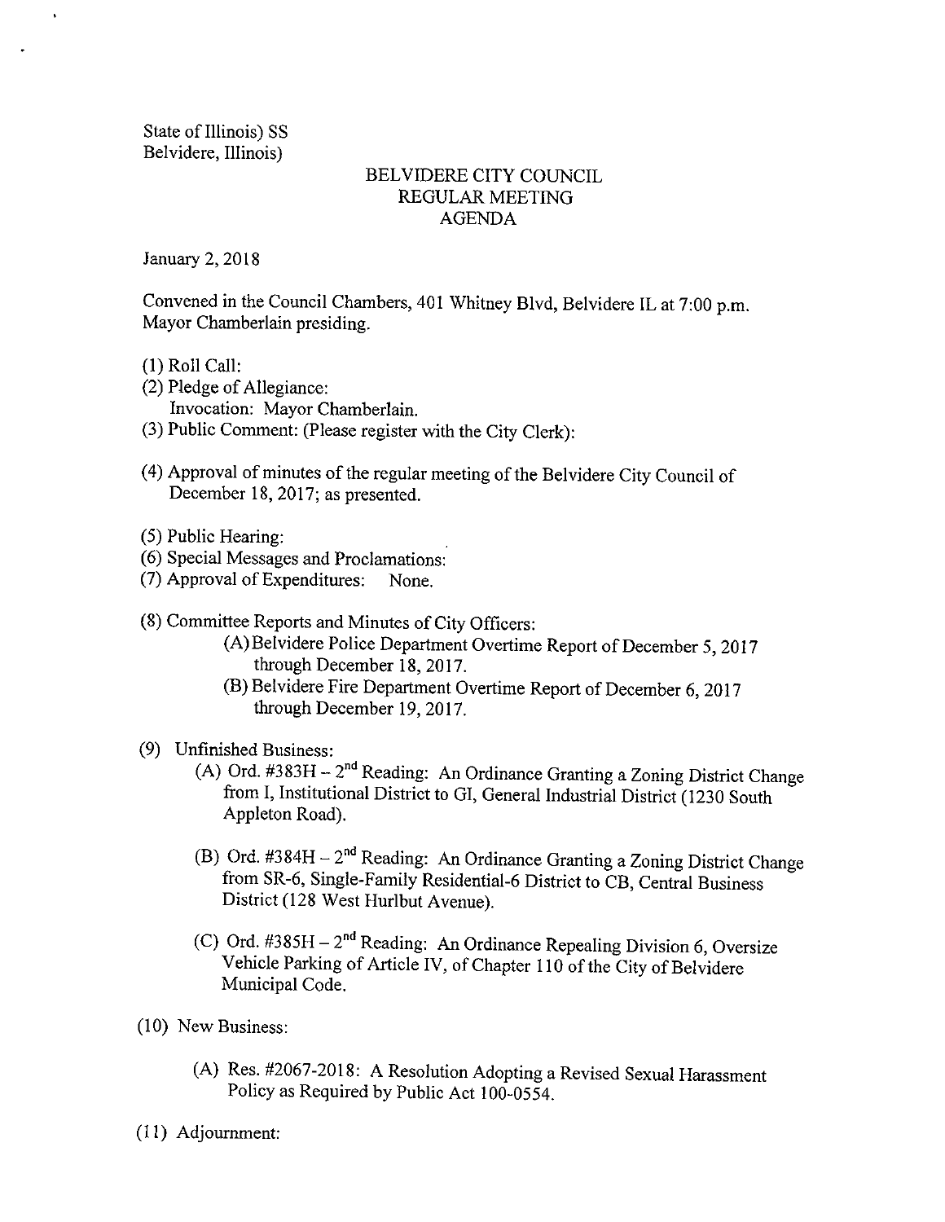State of Illinois) SS
Belvidere, Illinois)

# BELVIDERE CITY COUNCIL
## REGULAR MEETING
## AGENDA

January 2, 2018

Convened in the Council Chambers, 401 Whitney Blvd, Belvidere IL at 7:00 p.m.
Mayor Chamberlain presiding.

(1) Roll Call:
(2) Pledge of Allegiance:
    Invocation: Mayor Chamberlain.
(3) Public Comment: (Please register with the City Clerk):

(4) Approval of minutes of the regular meeting of the Belvidere City Council of December 18, 2017; as presented.

(5) Public Hearing:
(6) Special Messages and Proclamations:
(7) Approval of Expenditures: None.

(8) Committee Reports and Minutes of City Officers:
    (A) Belvidere Police Department Overtime Report of December 5, 2017 through December 18, 2017.
    (B) Belvidere Fire Department Overtime Report of December 6, 2017 through December 19, 2017.

(9) Unfinished Business:
    (A) Ord. #383H – 2nd Reading: An Ordinance Granting a Zoning District Change from I, Institutional District to GI, General Industrial District (1230 South Appleton Road).

    (B) Ord. #384H – 2nd Reading: An Ordinance Granting a Zoning District Change from SR-6, Single-Family Residential-6 District to CB, Central Business District (128 West Hurlbut Avenue).

    (C) Ord. #385H – 2nd Reading: An Ordinance Repealing Division 6, Oversize Vehicle Parking of Article IV, of Chapter 110 of the City of Belvidere Municipal Code.

(10) New Business:

    (A) Res. #2067-2018: A Resolution Adopting a Revised Sexual Harassment Policy as Required by Public Act 100-0554.

(11) Adjournment: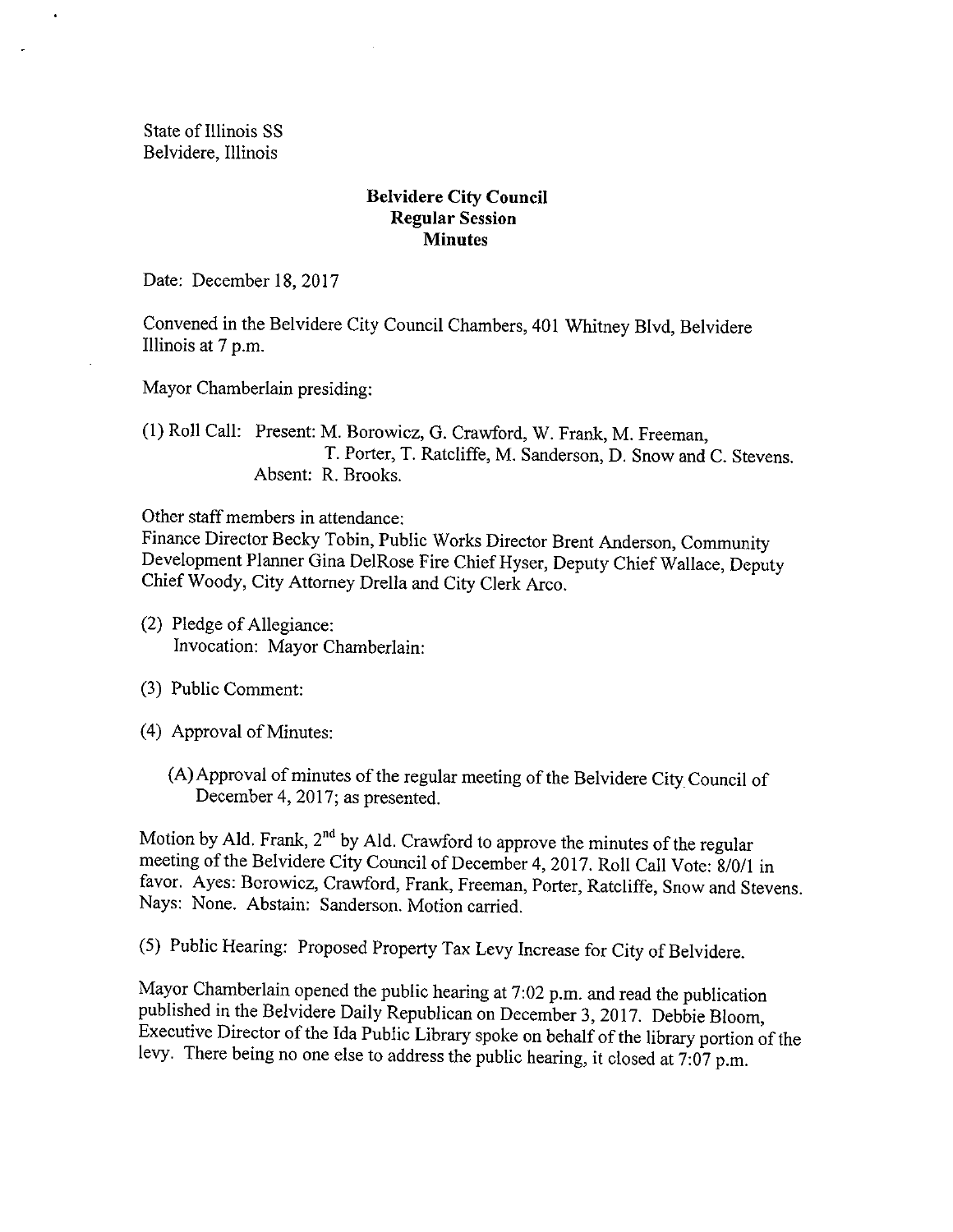State of Illinois SS
Belvidere, Illinois

**Belvidere City Council**
**Regular Session**
**Minutes**

Date: December 18, 2017

Convened in the Belvidere City Council Chambers, 401 Whitney Blvd, Belvidere Illinois at 7 p.m.

Mayor Chamberlain presiding:

(1) Roll Call: Present: M. Borowicz, G. Crawford, W. Frank, M. Freeman, T. Porter, T. Ratcliffe, M. Sanderson, D. Snow and C. Stevens.
Absent: R. Brooks.

Other staff members in attendance:
Finance Director Becky Tobin, Public Works Director Brent Anderson, Community Development Planner Gina DelRose Fire Chief Hyser, Deputy Chief Wallace, Deputy Chief Woody, City Attorney Drella and City Clerk Arco.

(2) Pledge of Allegiance:
Invocation: Mayor Chamberlain:

(3) Public Comment:

(4) Approval of Minutes:

(A) Approval of minutes of the regular meeting of the Belvidere City Council of December 4, 2017; as presented.

Motion by Ald. Frank, 2nd by Ald. Crawford to approve the minutes of the regular meeting of the Belvidere City Council of December 4, 2017. Roll Call Vote: 8/0/1 in favor. Ayes: Borowicz, Crawford, Frank, Freeman, Porter, Ratcliffe, Snow and Stevens. Nays: None. Abstain: Sanderson. Motion carried.

(5) Public Hearing: Proposed Property Tax Levy Increase for City of Belvidere.

Mayor Chamberlain opened the public hearing at 7:02 p.m. and read the publication published in the Belvidere Daily Republican on December 3, 2017. Debbie Bloom, Executive Director of the Ida Public Library spoke on behalf of the library portion of the levy. There being no one else to address the public hearing, it closed at 7:07 p.m.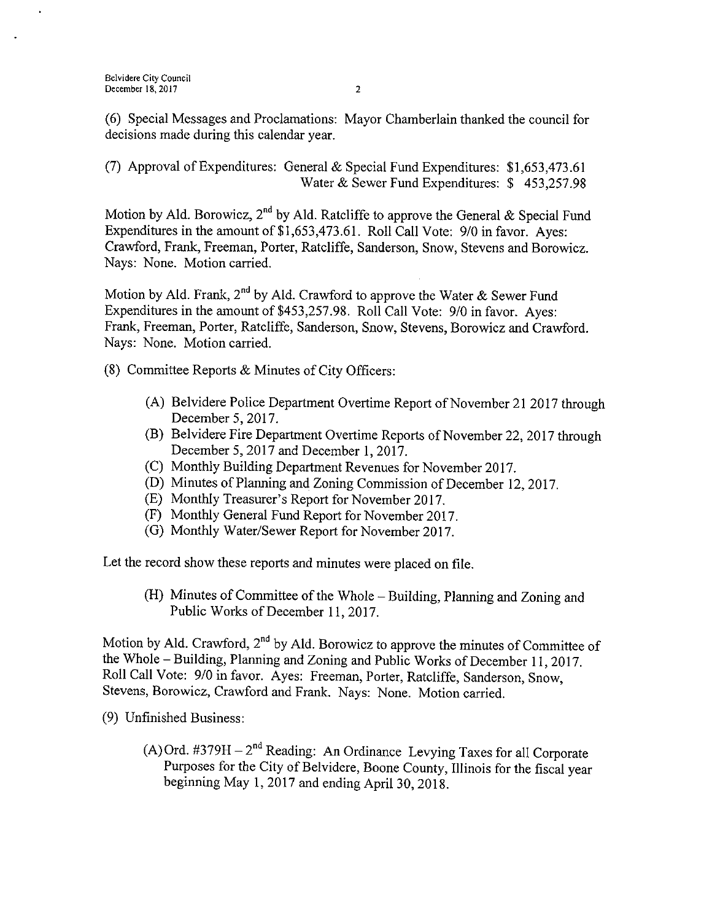(6) Special Messages and Proclamations: Mayor Chamberlain thanked the council for decisions made during this calendar year.

(7) Approval of Expenditures: General & Special Fund Expenditures: $1,653,473.61
Water & Sewer Fund Expenditures: $ 453,257.98

Motion by Ald. Borowicz, 2nd by Ald. Ratcliffe to approve the General & Special Fund Expenditures in the amount of $1,653,473.61. Roll Call Vote: 9/0 in favor. Ayes: Crawford, Frank, Freeman, Porter, Ratcliffe, Sanderson, Snow, Stevens and Borowicz. Nays: None. Motion carried.

Motion by Ald. Frank, 2nd by Ald. Crawford to approve the Water & Sewer Fund Expenditures in the amount of $453,257.98. Roll Call Vote: 9/0 in favor. Ayes: Frank, Freeman, Porter, Ratcliffe, Sanderson, Snow, Stevens, Borowicz and Crawford. Nays: None. Motion carried.

(8) Committee Reports & Minutes of City Officers:

(A) Belvidere Police Department Overtime Report of November 21 2017 through December 5, 2017.
(B) Belvidere Fire Department Overtime Reports of November 22, 2017 through December 5, 2017 and December 1, 2017.
(C) Monthly Building Department Revenues for November 2017.
(D) Minutes of Planning and Zoning Commission of December 12, 2017.
(E) Monthly Treasurer's Report for November 2017.
(F) Monthly General Fund Report for November 2017.
(G) Monthly Water/Sewer Report for November 2017.

Let the record show these reports and minutes were placed on file.

(H) Minutes of Committee of the Whole – Building, Planning and Zoning and Public Works of December 11, 2017.

Motion by Ald. Crawford, 2nd by Ald. Borowicz to approve the minutes of Committee of the Whole – Building, Planning and Zoning and Public Works of December 11, 2017. Roll Call Vote: 9/0 in favor. Ayes: Freeman, Porter, Ratcliffe, Sanderson, Snow, Stevens, Borowicz, Crawford and Frank. Nays: None. Motion carried.

(9) Unfinished Business:

(A) Ord. #379H – 2nd Reading: An Ordinance Levying Taxes for all Corporate Purposes for the City of Belvidere, Boone County, Illinois for the fiscal year beginning May 1, 2017 and ending April 30, 2018.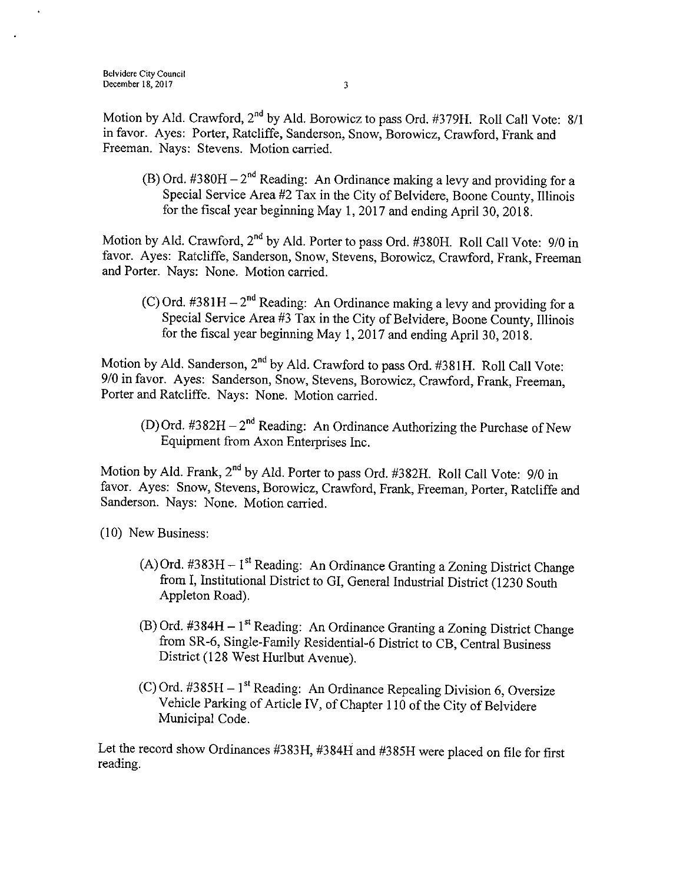Motion by Ald. Crawford, 2nd by Ald. Borowicz to pass Ord. #379H. Roll Call Vote: 8/1 in favor. Ayes: Porter, Ratcliffe, Sanderson, Snow, Borowicz, Crawford, Frank and Freeman. Nays: Stevens. Motion carried.

(B) Ord. #380H – 2nd Reading: An Ordinance making a levy and providing for a Special Service Area #2 Tax in the City of Belvidere, Boone County, Illinois for the fiscal year beginning May 1, 2017 and ending April 30, 2018.

Motion by Ald. Crawford, 2nd by Ald. Porter to pass Ord. #380H. Roll Call Vote: 9/0 in favor. Ayes: Ratcliffe, Sanderson, Snow, Stevens, Borowicz, Crawford, Frank, Freeman and Porter. Nays: None. Motion carried.

(C) Ord. #381H – 2nd Reading: An Ordinance making a levy and providing for a Special Service Area #3 Tax in the City of Belvidere, Boone County, Illinois for the fiscal year beginning May 1, 2017 and ending April 30, 2018.

Motion by Ald. Sanderson, 2nd by Ald. Crawford to pass Ord. #381H. Roll Call Vote: 9/0 in favor. Ayes: Sanderson, Snow, Stevens, Borowicz, Crawford, Frank, Freeman, Porter and Ratcliffe. Nays: None. Motion carried.

(D) Ord. #382H – 2nd Reading: An Ordinance Authorizing the Purchase of New Equipment from Axon Enterprises Inc.

Motion by Ald. Frank, 2nd by Ald. Porter to pass Ord. #382H. Roll Call Vote: 9/0 in favor. Ayes: Snow, Stevens, Borowicz, Crawford, Frank, Freeman, Porter, Ratcliffe and Sanderson. Nays: None. Motion carried.

(10) New Business:

(A) Ord. #383H – 1st Reading: An Ordinance Granting a Zoning District Change from I, Institutional District to GI, General Industrial District (1230 South Appleton Road).

(B) Ord. #384H – 1st Reading: An Ordinance Granting a Zoning District Change from SR-6, Single-Family Residential-6 District to CB, Central Business District (128 West Hurlbut Avenue).

(C) Ord. #385H – 1st Reading: An Ordinance Repealing Division 6, Oversize Vehicle Parking of Article IV, of Chapter 110 of the City of Belvidere Municipal Code.

Let the record show Ordinances #383H, #384H and #385H were placed on file for first reading.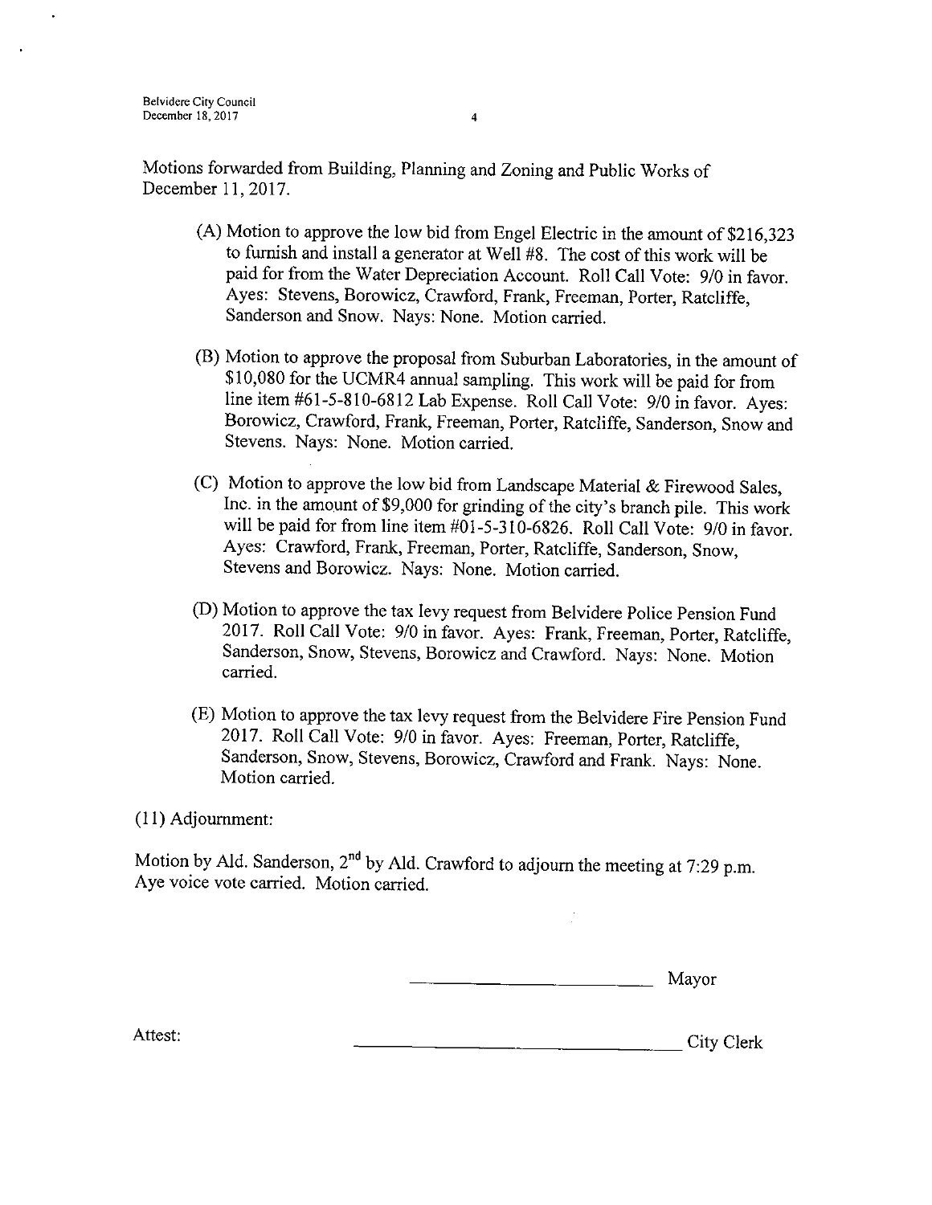Motions forwarded from Building, Planning and Zoning and Public Works of December 11, 2017.

(A) Motion to approve the low bid from Engel Electric in the amount of $216,323 to furnish and install a generator at Well #8. The cost of this work will be paid for from the Water Depreciation Account. Roll Call Vote: 9/0 in favor. Ayes: Stevens, Borowicz, Crawford, Frank, Freeman, Porter, Ratcliffe, Sanderson and Snow. Nays: None. Motion carried.

(B) Motion to approve the proposal from Suburban Laboratories, in the amount of $10,080 for the UCMR4 annual sampling. This work will be paid for from line item #61-5-810-6812 Lab Expense. Roll Call Vote: 9/0 in favor. Ayes: Borowicz, Crawford, Frank, Freeman, Porter, Ratcliffe, Sanderson, Snow and Stevens. Nays: None. Motion carried.

(C) Motion to approve the low bid from Landscape Material & Firewood Sales, Inc. in the amount of $9,000 for grinding of the city's branch pile. This work will be paid for from line item #01-5-310-6826. Roll Call Vote: 9/0 in favor. Ayes: Crawford, Frank, Freeman, Porter, Ratcliffe, Sanderson, Snow, Stevens and Borowicz. Nays: None. Motion carried.

(D) Motion to approve the tax levy request from Belvidere Police Pension Fund 2017. Roll Call Vote: 9/0 in favor. Ayes: Frank, Freeman, Porter, Ratcliffe, Sanderson, Snow, Stevens, Borowicz and Crawford. Nays: None. Motion carried.

(E) Motion to approve the tax levy request from the Belvidere Fire Pension Fund 2017. Roll Call Vote: 9/0 in favor. Ayes: Freeman, Porter, Ratcliffe, Sanderson, Snow, Stevens, Borowicz, Crawford and Frank. Nays: None. Motion carried.

(11) Adjournment:

Motion by Ald. Sanderson, 2nd by Ald. Crawford to adjourn the meeting at 7:29 p.m. Aye voice vote carried. Motion carried.

\_\_\_\_\_\_\_\_\_\_\_\_\_\_\_\_\_\_\_\_\_\_\_\_ Mayor

Attest: \_\_\_\_\_\_\_\_\_\_\_\_\_\_\_\_\_\_\_\_\_\_\_\_\_\_\_\_\_\_\_\_ City Clerk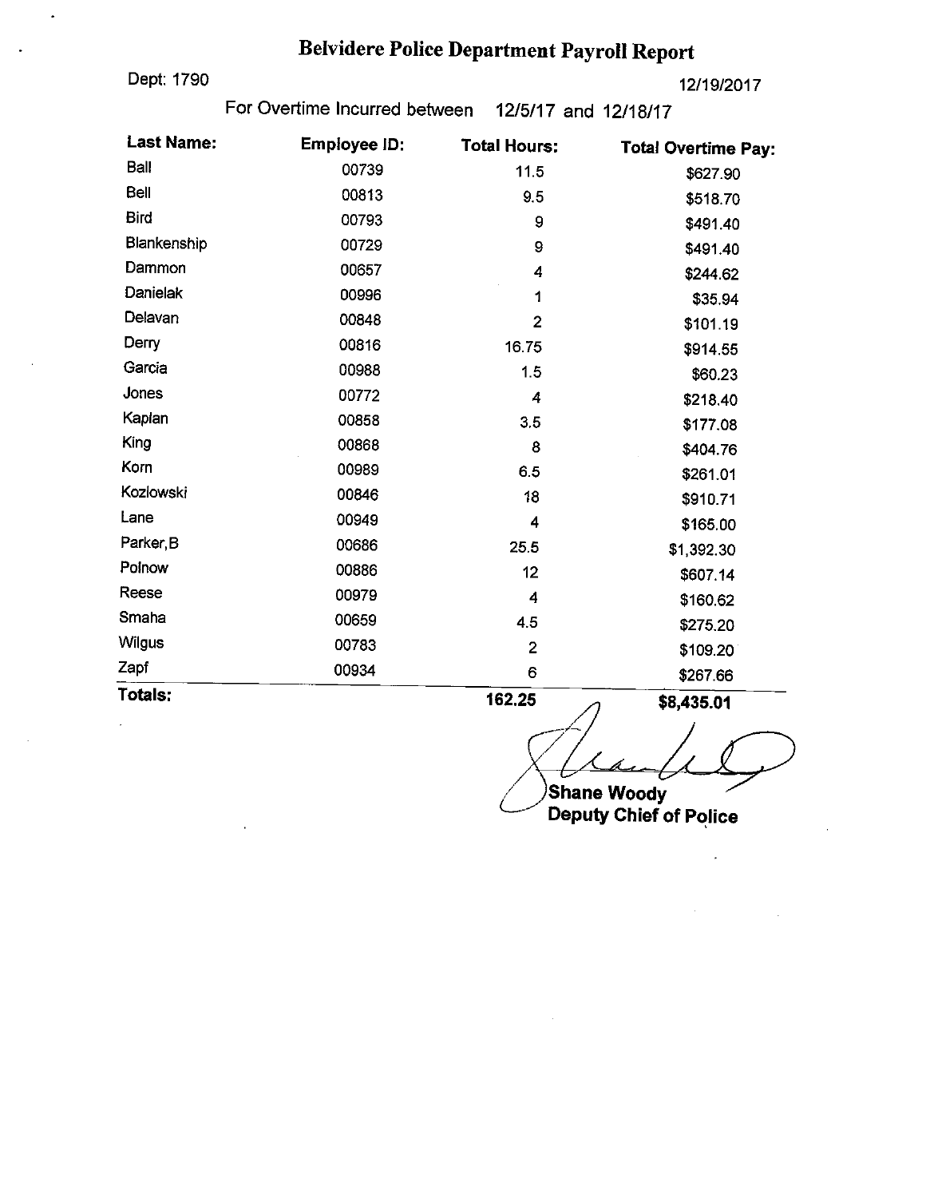# Belvidere Police Department Payroll Report

Dept: 1790

12/19/2017

For Overtime Incurred between 12/5/17 and 12/18/17

| Last Name: | Employee ID: | Total Hours: | Total Overtime Pay: |
|---|---|---|---|
| Ball | 00739 | 11.5 | $627.90 |
| Bell | 00813 | 9.5 | $518.70 |
| Bird | 00793 | 9 | $491.40 |
| Blankenship | 00729 | 9 | $491.40 |
| Dammon | 00657 | 4 | $244.62 |
| Danielak | 00996 | 1 | $35.94 |
| Delavan | 00848 | 2 | $101.19 |
| Derry | 00816 | 16.75 | $914.55 |
| Garcia | 00988 | 1.5 | $60.23 |
| Jones | 00772 | 4 | $218.40 |
| Kaplan | 00858 | 3.5 | $177.08 |
| King | 00868 | 8 | $404.76 |
| Korn | 00989 | 6.5 | $261.01 |
| Kozlowski | 00846 | 18 | $910.71 |
| Lane | 00949 | 4 | $165.00 |
| Parker,B | 00686 | 25.5 | $1,392.30 |
| Polnow | 00886 | 12 | $607.14 |
| Reese | 00979 | 4 | $160.62 |
| Smaha | 00659 | 4.5 | $275.20 |
| Wilgus | 00783 | 2 | $109.20 |
| Zapf | 00934 | 6 | $267.66 |
| **Totals:** | | **162.25** | **$8,435.01** |

**Shane Woody**
**Deputy Chief of Police**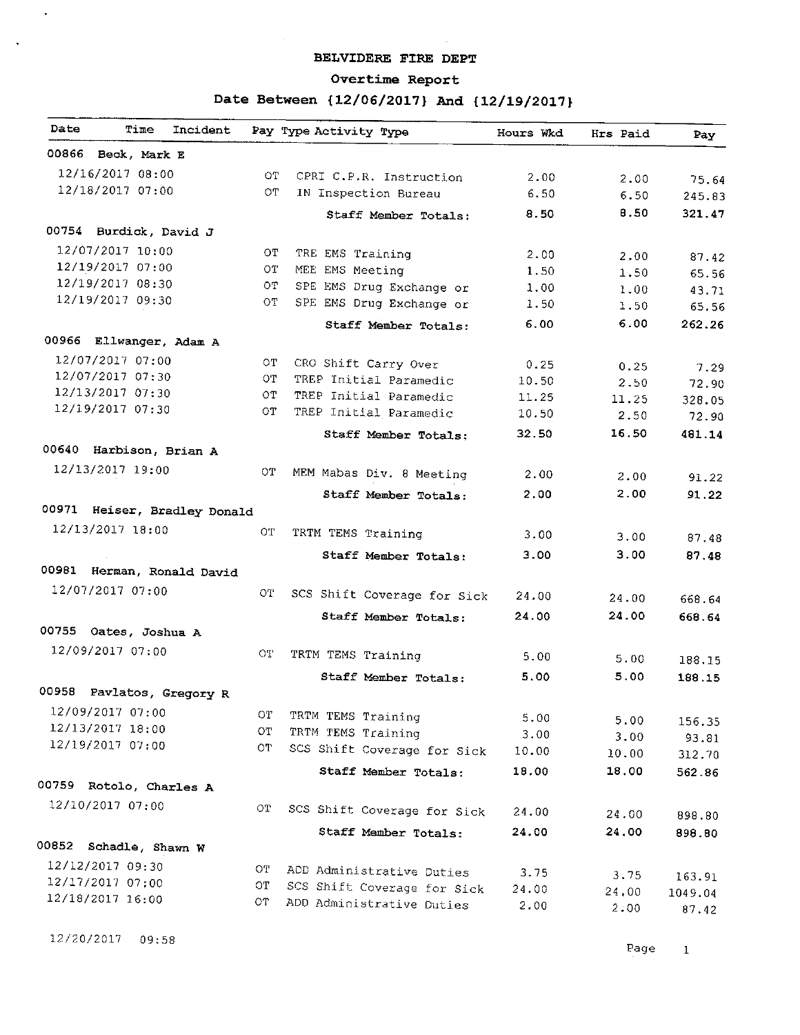# BELVIDERE FIRE DEPT

## Overtime Report

### Date Between {12/06/2017} And {12/19/2017}

| Date | Time | Incident | Pay Type | Activity Type | Hours Wkd | Hrs Paid | Pay |
|---|---|---|---|---|---|---|---|
| **00866 Beck, Mark E** | | | | | | | |
| 12/16/2017 | 08:00 | | OT | CPRI C.P.R. Instruction | 2.00 | 2.00 | 75.64 |
| 12/18/2017 | 07:00 | | OT | IN Inspection Bureau | 6.50 | 6.50 | 245.83 |
| | | | | **Staff Member Totals:** | **8.50** | **8.50** | **321.47** |
| **00754 Burdick, David J** | | | | | | | |
| 12/07/2017 | 10:00 | | OT | TRE EMS Training | 2.00 | 2.00 | 87.42 |
| 12/19/2017 | 07:00 | | OT | MEE EMS Meeting | 1.50 | 1.50 | 65.56 |
| 12/19/2017 | 08:30 | | OT | SPE EMS Drug Exchange or | 1.00 | 1.00 | 43.71 |
| 12/19/2017 | 09:30 | | OT | SPE EMS Drug Exchange or | 1.50 | 1.50 | 65.56 |
| | | | | **Staff Member Totals:** | **6.00** | **6.00** | **262.26** |
| **00966 Ellwanger, Adam A** | | | | | | | |
| 12/07/2017 | 07:00 | | OT | CRO Shift Carry Over | 0.25 | 0.25 | 7.29 |
| 12/07/2017 | 07:30 | | OT | TREP Initial Paramedic | 10.50 | 2.50 | 72.90 |
| 12/13/2017 | 07:30 | | OT | TREP Initial Paramedic | 11.25 | 11.25 | 328.05 |
| 12/19/2017 | 07:30 | | OT | TREP Initial Paramedic | 10.50 | 2.50 | 72.90 |
| | | | | **Staff Member Totals:** | **32.50** | **16.50** | **481.14** |
| **00640 Harbison, Brian A** | | | | | | | |
| 12/13/2017 | 19:00 | | OT | MEM Mabas Div. 8 Meeting | 2.00 | 2.00 | 91.22 |
| | | | | **Staff Member Totals:** | **2.00** | **2.00** | **91.22** |
| **00971 Heiser, Bradley Donald** | | | | | | | |
| 12/13/2017 | 18:00 | | OT | TRTM TEMS Training | 3.00 | 3.00 | 87.48 |
| | | | | **Staff Member Totals:** | **3.00** | **3.00** | **87.48** |
| **00981 Herman, Ronald David** | | | | | | | |
| 12/07/2017 | 07:00 | | OT | SCS Shift Coverage for Sick | 24.00 | 24.00 | 668.64 |
| | | | | **Staff Member Totals:** | **24.00** | **24.00** | **668.64** |
| **00755 Oates, Joshua A** | | | | | | | |
| 12/09/2017 | 07:00 | | OT | TRTM TEMS Training | 5.00 | 5.00 | 188.15 |
| | | | | **Staff Member Totals:** | **5.00** | **5.00** | **188.15** |
| **00958 Pavlatos, Gregory R** | | | | | | | |
| 12/09/2017 | 07:00 | | OT | TRTM TEMS Training | 5.00 | 5.00 | 156.35 |
| 12/13/2017 | 18:00 | | OT | TRTM TEMS Training | 3.00 | 3.00 | 93.81 |
| 12/19/2017 | 07:00 | | OT | SCS Shift Coverage for Sick | 10.00 | 10.00 | 312.70 |
| | | | | **Staff Member Totals:** | **18.00** | **18.00** | **562.86** |
| **00759 Rotolo, Charles A** | | | | | | | |
| 12/10/2017 | 07:00 | | OT | SCS Shift Coverage for Sick | 24.00 | 24.00 | 898.80 |
| | | | | **Staff Member Totals:** | **24.00** | **24.00** | **898.80** |
| **00852 Schadle, Shawn W** | | | | | | | |
| 12/12/2017 | 09:30 | | OT | ADD Administrative Duties | 3.75 | 3.75 | 163.91 |
| 12/17/2017 | 07:00 | | OT | SCS Shift Coverage for Sick | 24.00 | 24.00 | 1049.04 |
| 12/18/2017 | 16:00 | | OT | ADD Administrative Duties | 2.00 | 2.00 | 87.42 |

12/20/2017 09:58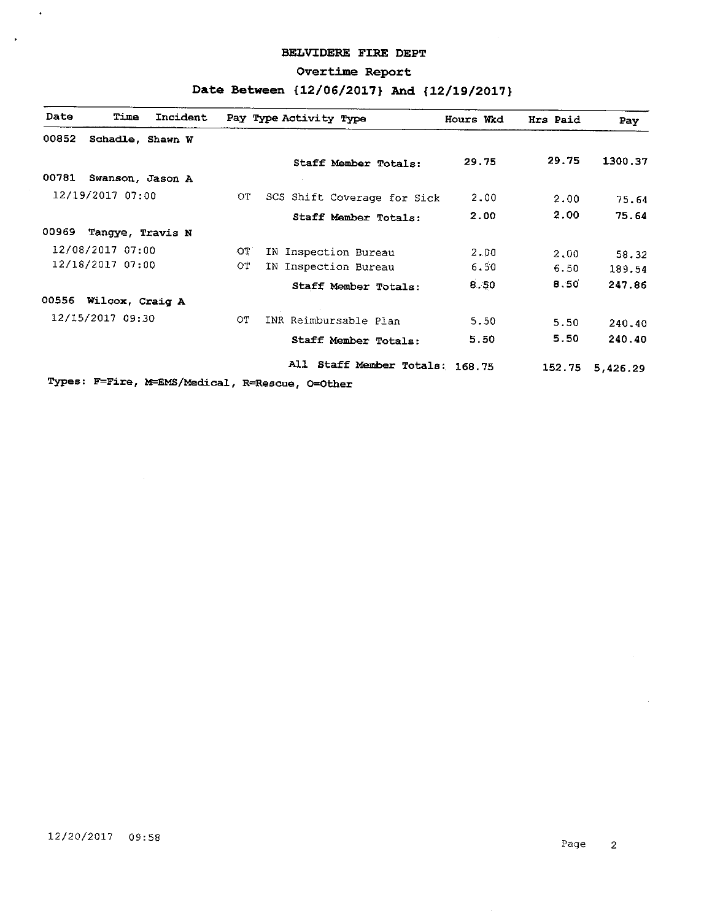# BELVIDERE FIRE DEPT

## Overtime Report

### Date Between {12/06/2017} And {12/19/2017}

| Date | Time | Incident | Pay Type | Activity Type | Hours Wkd | Hrs Paid | Pay |
|---|---|---|---|---|---|---|---|
| 00852 | Schadle, Shawn W | | | | | | |
| | | | | Staff Member Totals: | 29.75 | 29.75 | 1300.37 |
| 00781 | Swanson, Jason A | | | | | | |
| 12/19/2017 | 07:00 | | OT | SCS Shift Coverage for Sick | 2.00 | 2.00 | 75.64 |
| | | | | Staff Member Totals: | 2.00 | 2.00 | 75.64 |
| 00969 | Tangye, Travis N | | | | | | |
| 12/08/2017 | 07:00 | | OT | IN Inspection Bureau | 2.00 | 2.00 | 58.32 |
| 12/18/2017 | 07:00 | | OT | IN Inspection Bureau | 6.50 | 6.50 | 189.54 |
| | | | | Staff Member Totals: | 8.50 | 8.50 | 247.86 |
| 00556 | Wilcox, Craig A | | | | | | |
| 12/15/2017 | 09:30 | | OT | INR Reimbursable Plan | 5.50 | 5.50 | 240.40 |
| | | | | Staff Member Totals: | 5.50 | 5.50 | 240.40 |
| | | | | All Staff Member Totals: | 168.75 | 152.75 | 5,426.29 |

Types: F=Fire, M=EMS/Medical, R=Rescue, O=Other

12/20/2017 09:58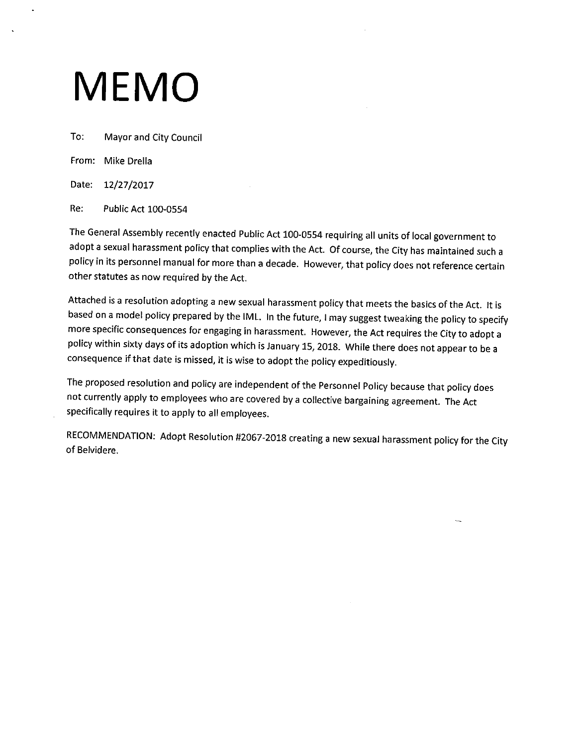# MEMO

To: Mayor and City Council

From: Mike Drella

Date: 12/27/2017

Re: Public Act 100-0554

The General Assembly recently enacted Public Act 100-0554 requiring all units of local government to adopt a sexual harassment policy that complies with the Act. Of course, the City has maintained such a policy in its personnel manual for more than a decade. However, that policy does not reference certain other statutes as now required by the Act.

Attached is a resolution adopting a new sexual harassment policy that meets the basics of the Act. It is based on a model policy prepared by the IML. In the future, I may suggest tweaking the policy to specify more specific consequences for engaging in harassment. However, the Act requires the City to adopt a policy within sixty days of its adoption which is January 15, 2018. While there does not appear to be a consequence if that date is missed, it is wise to adopt the policy expeditiously.

The proposed resolution and policy are independent of the Personnel Policy because that policy does not currently apply to employees who are covered by a collective bargaining agreement. The Act specifically requires it to apply to all employees.

RECOMMENDATION: Adopt Resolution #2067-2018 creating a new sexual harassment policy for the City of Belvidere.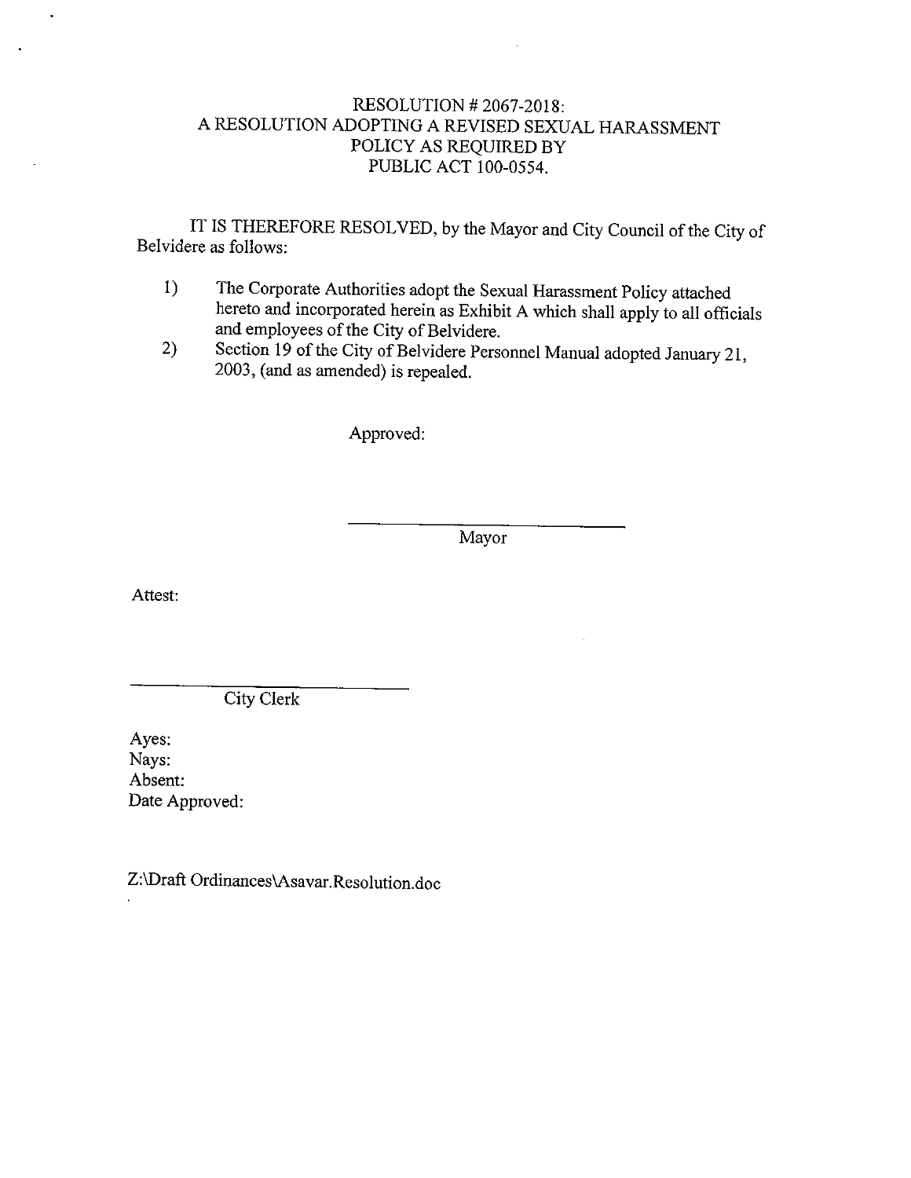# RESOLUTION # 2067-2018:
# A RESOLUTION ADOPTING A REVISED SEXUAL HARASSMENT POLICY AS REQUIRED BY PUBLIC ACT 100-0554.

IT IS THEREFORE RESOLVED, by the Mayor and City Council of the City of Belvidere as follows:

1) The Corporate Authorities adopt the Sexual Harassment Policy attached hereto and incorporated herein as Exhibit A which shall apply to all officials and employees of the City of Belvidere.
2) Section 19 of the City of Belvidere Personnel Manual adopted January 21, 2003, (and as amended) is repealed.

Approved:

_________________________
Mayor

Attest:

_________________________
City Clerk

Ayes:
Nays:
Absent:
Date Approved:

Z:\Draft Ordinances\Asavar.Resolution.doc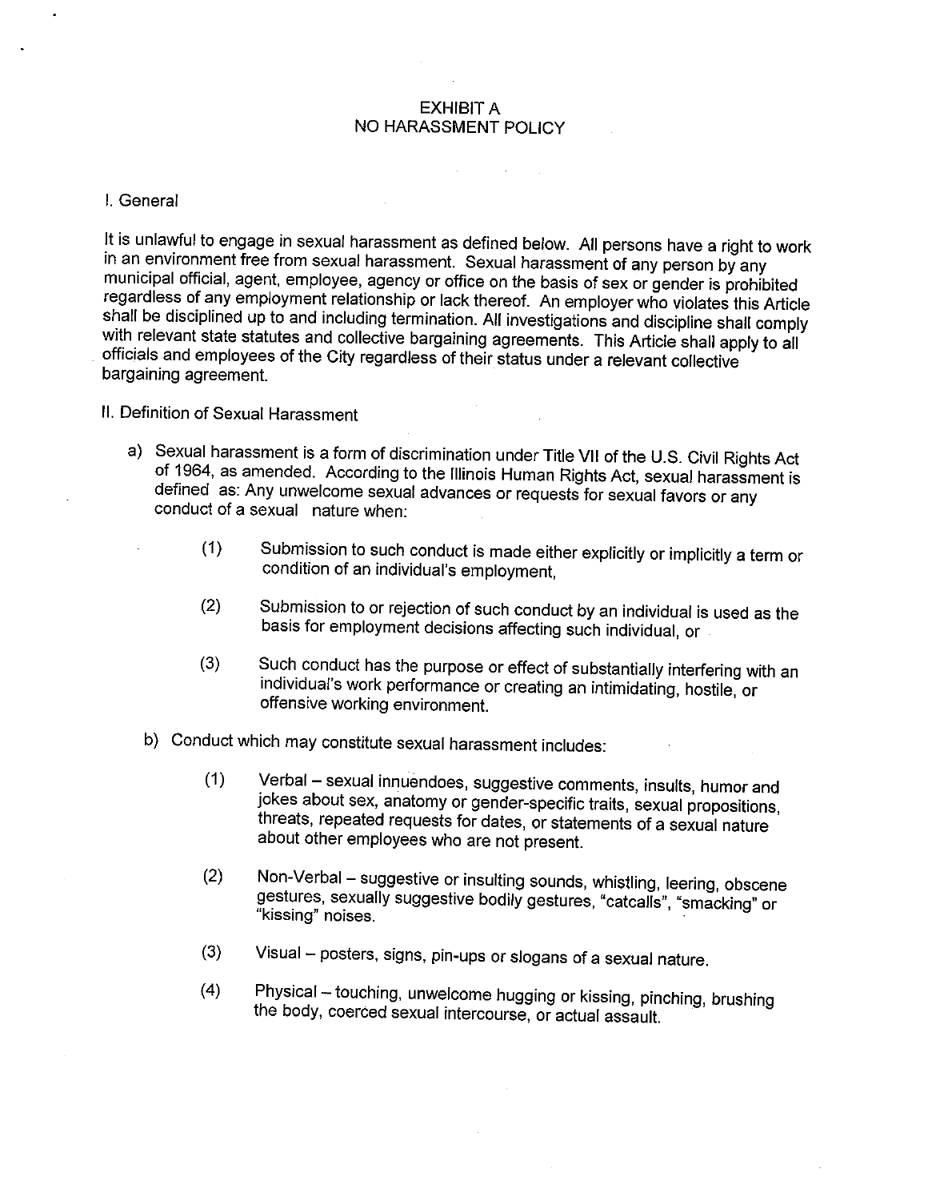# EXHIBIT A
# NO HARASSMENT POLICY

## I. General

It is unlawful to engage in sexual harassment as defined below. All persons have a right to work in an environment free from sexual harassment. Sexual harassment of any person by any municipal official, agent, employee, agency or office on the basis of sex or gender is prohibited regardless of any employment relationship or lack thereof. An employer who violates this Article shall be disciplined up to and including termination. All investigations and discipline shall comply with relevant state statutes and collective bargaining agreements. This Article shall apply to all officials and employees of the City regardless of their status under a relevant collective bargaining agreement.

## II. Definition of Sexual Harassment

a) Sexual harassment is a form of discrimination under Title VII of the U.S. Civil Rights Act of 1964, as amended. According to the Illinois Human Rights Act, sexual harassment is defined as: Any unwelcome sexual advances or requests for sexual favors or any conduct of a sexual nature when:

   (1) Submission to such conduct is made either explicitly or implicitly a term or condition of an individual's employment,

   (2) Submission to or rejection of such conduct by an individual is used as the basis for employment decisions affecting such individual, or

   (3) Such conduct has the purpose or effect of substantially interfering with an individual's work performance or creating an intimidating, hostile, or offensive working environment.

b) Conduct which may constitute sexual harassment includes:

   (1) Verbal – sexual innuendoes, suggestive comments, insults, humor and jokes about sex, anatomy or gender-specific traits, sexual propositions, threats, repeated requests for dates, or statements of a sexual nature about other employees who are not present.

   (2) Non-Verbal – suggestive or insulting sounds, whistling, leering, obscene gestures, sexually suggestive bodily gestures, "catcalls", "smacking" or "kissing" noises.

   (3) Visual – posters, signs, pin-ups or slogans of a sexual nature.

   (4) Physical – touching, unwelcome hugging or kissing, pinching, brushing the body, coerced sexual intercourse, or actual assault.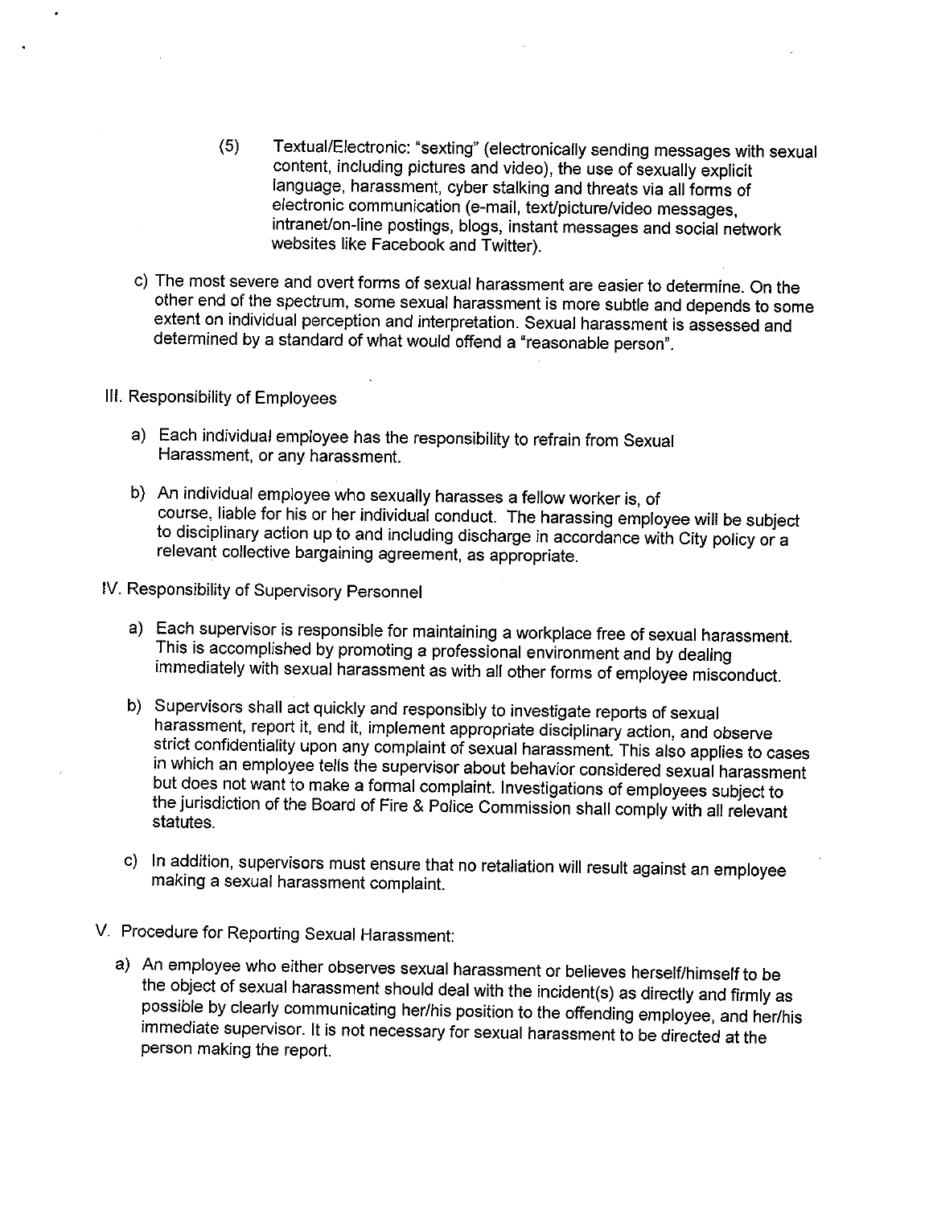(5) Textual/Electronic: "sexting" (electronically sending messages with sexual content, including pictures and video), the use of sexually explicit language, harassment, cyber stalking and threats via all forms of electronic communication (e-mail, text/picture/video messages, intranet/on-line postings, blogs, instant messages and social network websites like Facebook and Twitter).

c) The most severe and overt forms of sexual harassment are easier to determine. On the other end of the spectrum, some sexual harassment is more subtle and depends to some extent on individual perception and interpretation. Sexual harassment is assessed and determined by a standard of what would offend a "reasonable person".

## III. Responsibility of Employees

a) Each individual employee has the responsibility to refrain from Sexual Harassment, or any harassment.

b) An individual employee who sexually harasses a fellow worker is, of course, liable for his or her individual conduct. The harassing employee will be subject to disciplinary action up to and including discharge in accordance with City policy or a relevant collective bargaining agreement, as appropriate.

## IV. Responsibility of Supervisory Personnel

a) Each supervisor is responsible for maintaining a workplace free of sexual harassment. This is accomplished by promoting a professional environment and by dealing immediately with sexual harassment as with all other forms of employee misconduct.

b) Supervisors shall act quickly and responsibly to investigate reports of sexual harassment, report it, end it, implement appropriate disciplinary action, and observe strict confidentiality upon any complaint of sexual harassment. This also applies to cases in which an employee tells the supervisor about behavior considered sexual harassment but does not want to make a formal complaint. Investigations of employees subject to the jurisdiction of the Board of Fire & Police Commission shall comply with all relevant statutes.

c) In addition, supervisors must ensure that no retaliation will result against an employee making a sexual harassment complaint.

## V. Procedure for Reporting Sexual Harassment:

a) An employee who either observes sexual harassment or believes herself/himself to be the object of sexual harassment should deal with the incident(s) as directly and firmly as possible by clearly communicating her/his position to the offending employee, and her/his immediate supervisor. It is not necessary for sexual harassment to be directed at the person making the report.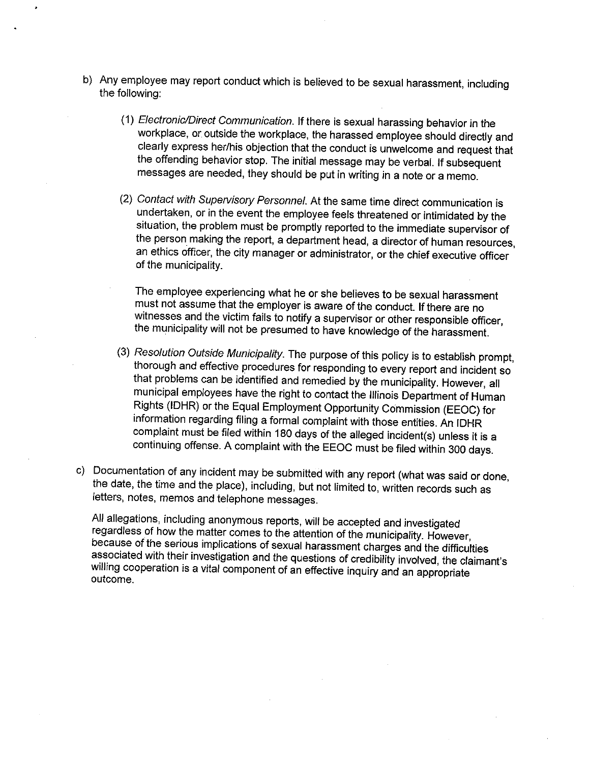b) Any employee may report conduct which is believed to be sexual harassment, including the following:

   (1) *Electronic/Direct Communication.* If there is sexual harassing behavior in the workplace, or outside the workplace, the harassed employee should directly and clearly express her/his objection that the conduct is unwelcome and request that the offending behavior stop. The initial message may be verbal. If subsequent messages are needed, they should be put in writing in a note or a memo.

   (2) *Contact with Supervisory Personnel.* At the same time direct communication is undertaken, or in the event the employee feels threatened or intimidated by the situation, the problem must be promptly reported to the immediate supervisor of the person making the report, a department head, a director of human resources, an ethics officer, the city manager or administrator, or the chief executive officer of the municipality.

       The employee experiencing what he or she believes to be sexual harassment must not assume that the employer is aware of the conduct. If there are no witnesses and the victim fails to notify a supervisor or other responsible officer, the municipality will not be presumed to have knowledge of the harassment.

   (3) *Resolution Outside Municipality.* The purpose of this policy is to establish prompt, thorough and effective procedures for responding to every report and incident so that problems can be identified and remedied by the municipality. However, all municipal employees have the right to contact the Illinois Department of Human Rights (IDHR) or the Equal Employment Opportunity Commission (EEOC) for information regarding filing a formal complaint with those entities. An IDHR complaint must be filed within 180 days of the alleged incident(s) unless it is a continuing offense. A complaint with the EEOC must be filed within 300 days.

c) Documentation of any incident may be submitted with any report (what was said or done, the date, the time and the place), including, but not limited to, written records such as letters, notes, memos and telephone messages.

   All allegations, including anonymous reports, will be accepted and investigated regardless of how the matter comes to the attention of the municipality. However, because of the serious implications of sexual harassment charges and the difficulties associated with their investigation and the questions of credibility involved, the claimant's willing cooperation is a vital component of an effective inquiry and an appropriate outcome.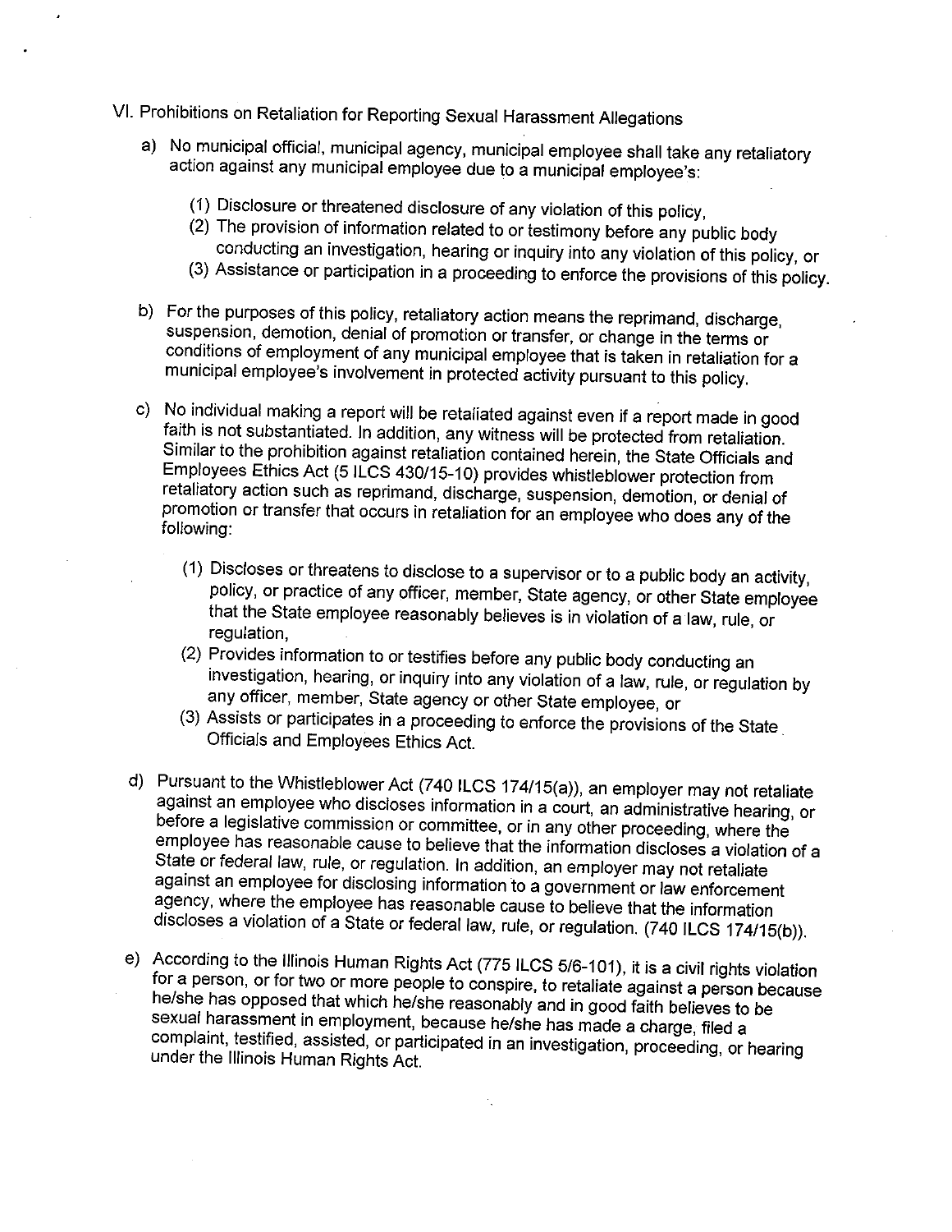## VI. Prohibitions on Retaliation for Reporting Sexual Harassment Allegations

a) No municipal official, municipal agency, municipal employee shall take any retaliatory action against any municipal employee due to a municipal employee's:

   (1) Disclosure or threatened disclosure of any violation of this policy,
   (2) The provision of information related to or testimony before any public body conducting an investigation, hearing or inquiry into any violation of this policy, or
   (3) Assistance or participation in a proceeding to enforce the provisions of this policy.

b) For the purposes of this policy, retaliatory action means the reprimand, discharge, suspension, demotion, denial of promotion or transfer, or change in the terms or conditions of employment of any municipal employee that is taken in retaliation for a municipal employee's involvement in protected activity pursuant to this policy.

c) No individual making a report will be retaliated against even if a report made in good faith is not substantiated. In addition, any witness will be protected from retaliation. Similar to the prohibition against retaliation contained herein, the State Officials and Employees Ethics Act (5 ILCS 430/15-10) provides whistleblower protection from retaliatory action such as reprimand, discharge, suspension, demotion, or denial of promotion or transfer that occurs in retaliation for an employee who does any of the following:

   (1) Discloses or threatens to disclose to a supervisor or to a public body an activity, policy, or practice of any officer, member, State agency, or other State employee that the State employee reasonably believes is in violation of a law, rule, or regulation,
   (2) Provides information to or testifies before any public body conducting an investigation, hearing, or inquiry into any violation of a law, rule, or regulation by any officer, member, State agency or other State employee, or
   (3) Assists or participates in a proceeding to enforce the provisions of the State Officials and Employees Ethics Act.

d) Pursuant to the Whistleblower Act (740 ILCS 174/15(a)), an employer may not retaliate against an employee who discloses information in a court, an administrative hearing, or before a legislative commission or committee, or in any other proceeding, where the employee has reasonable cause to believe that the information discloses a violation of a State or federal law, rule, or regulation. In addition, an employer may not retaliate against an employee for disclosing information to a government or law enforcement agency, where the employee has reasonable cause to believe that the information discloses a violation of a State or federal law, rule, or regulation. (740 ILCS 174/15(b)).

e) According to the Illinois Human Rights Act (775 ILCS 5/6-101), it is a civil rights violation for a person, or for two or more people to conspire, to retaliate against a person because he/she has opposed that which he/she reasonably and in good faith believes to be sexual harassment in employment, because he/she has made a charge, filed a complaint, testified, assisted, or participated in an investigation, proceeding, or hearing under the Illinois Human Rights Act.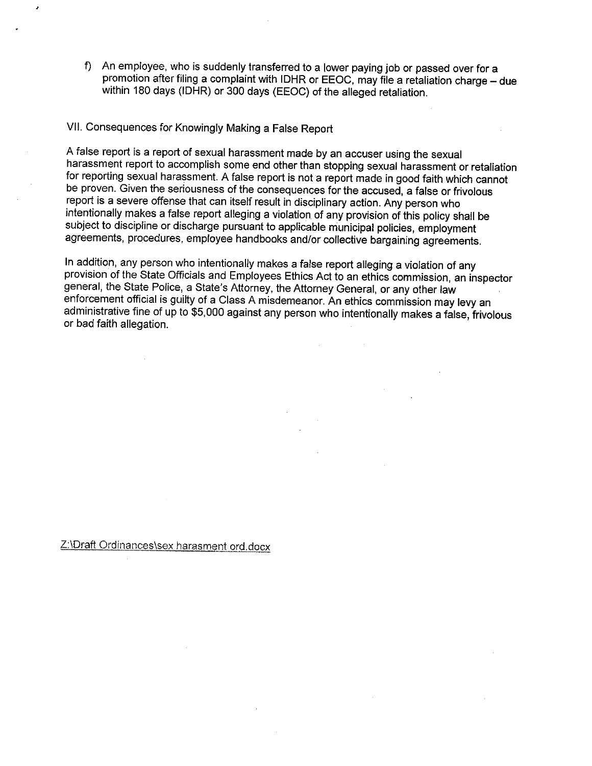f) An employee, who is suddenly transferred to a lower paying job or passed over for a promotion after filing a complaint with IDHR or EEOC, may file a retaliation charge – due within 180 days (IDHR) or 300 days (EEOC) of the alleged retaliation.

## VII. Consequences for Knowingly Making a False Report

A false report is a report of sexual harassment made by an accuser using the sexual harassment report to accomplish some end other than stopping sexual harassment or retaliation for reporting sexual harassment. A false report is not a report made in good faith which cannot be proven. Given the seriousness of the consequences for the accused, a false or frivolous report is a severe offense that can itself result in disciplinary action. Any person who intentionally makes a false report alleging a violation of any provision of this policy shall be subject to discipline or discharge pursuant to applicable municipal policies, employment agreements, procedures, employee handbooks and/or collective bargaining agreements.

In addition, any person who intentionally makes a false report alleging a violation of any provision of the State Officials and Employees Ethics Act to an ethics commission, an inspector general, the State Police, a State's Attorney, the Attorney General, or any other law enforcement official is guilty of a Class A misdemeanor. An ethics commission may levy an administrative fine of up to $5,000 against any person who intentionally makes a false, frivolous or bad faith allegation.

Z:\Draft Ordinances\sex harasment ord.docx